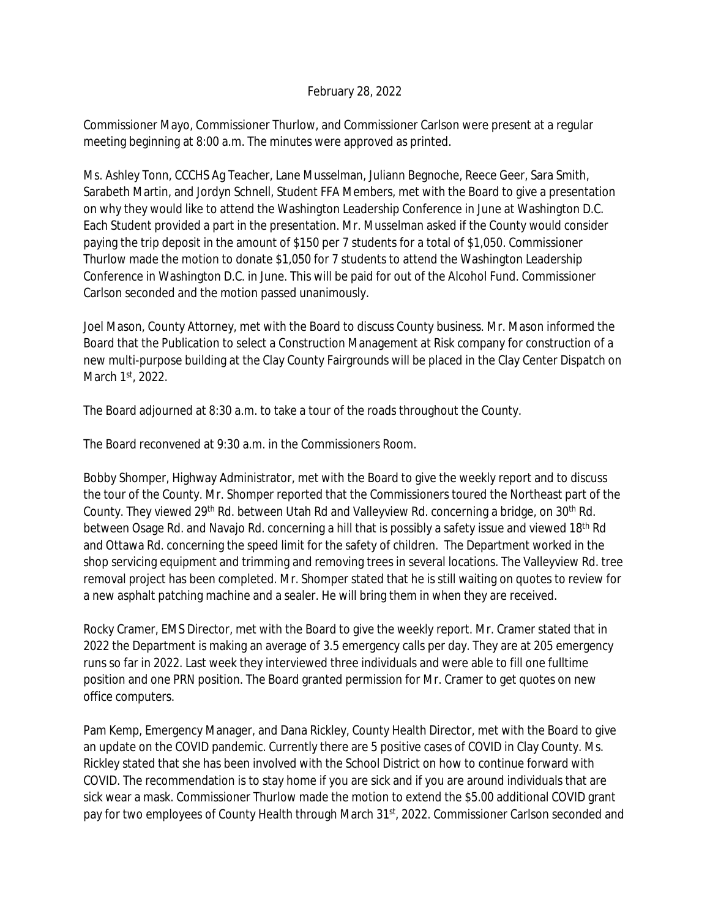February 28, 2022

Commissioner Mayo, Commissioner Thurlow, and Commissioner Carlson were present at a regular meeting beginning at 8:00 a.m. The minutes were approved as printed.

Ms. Ashley Tonn, CCCHS Ag Teacher, Lane Musselman, Juliann Begnoche, Reece Geer, Sara Smith, Sarabeth Martin, and Jordyn Schnell, Student FFA Members, met with the Board to give a presentation on why they would like to attend the Washington Leadership Conference in June at Washington D.C. Each Student provided a part in the presentation. Mr. Musselman asked if the County would consider paying the trip deposit in the amount of $150 per 7 students for a total of $1,050. Commissioner Thurlow made the motion to donate $1,050 for 7 students to attend the Washington Leadership Conference in Washington D.C. in June. This will be paid for out of the Alcohol Fund. Commissioner Carlson seconded and the motion passed unanimously.

Joel Mason, County Attorney, met with the Board to discuss County business. Mr. Mason informed the Board that the Publication to select a Construction Management at Risk company for construction of a new multi-purpose building at the Clay County Fairgrounds will be placed in the Clay Center Dispatch on March 1st, 2022.

The Board adjourned at 8:30 a.m. to take a tour of the roads throughout the County.

The Board reconvened at 9:30 a.m. in the Commissioners Room.

Bobby Shomper, Highway Administrator, met with the Board to give the weekly report and to discuss the tour of the County. Mr. Shomper reported that the Commissioners toured the Northeast part of the County. They viewed 29th Rd. between Utah Rd and Valleyview Rd. concerning a bridge, on 30th Rd. between Osage Rd. and Navajo Rd. concerning a hill that is possibly a safety issue and viewed 18th Rd and Ottawa Rd. concerning the speed limit for the safety of children. The Department worked in the shop servicing equipment and trimming and removing trees in several locations. The Valleyview Rd. tree removal project has been completed. Mr. Shomper stated that he is still waiting on quotes to review for a new asphalt patching machine and a sealer. He will bring them in when they are received.

Rocky Cramer, EMS Director, met with the Board to give the weekly report. Mr. Cramer stated that in 2022 the Department is making an average of 3.5 emergency calls per day. They are at 205 emergency runs so far in 2022. Last week they interviewed three individuals and were able to fill one fulltime position and one PRN position. The Board granted permission for Mr. Cramer to get quotes on new office computers.

Pam Kemp, Emergency Manager, and Dana Rickley, County Health Director, met with the Board to give an update on the COVID pandemic. Currently there are 5 positive cases of COVID in Clay County. Ms. Rickley stated that she has been involved with the School District on how to continue forward with COVID. The recommendation is to stay home if you are sick and if you are around individuals that are sick wear a mask. Commissioner Thurlow made the motion to extend the $5.00 additional COVID grant pay for two employees of County Health through March 31st, 2022. Commissioner Carlson seconded and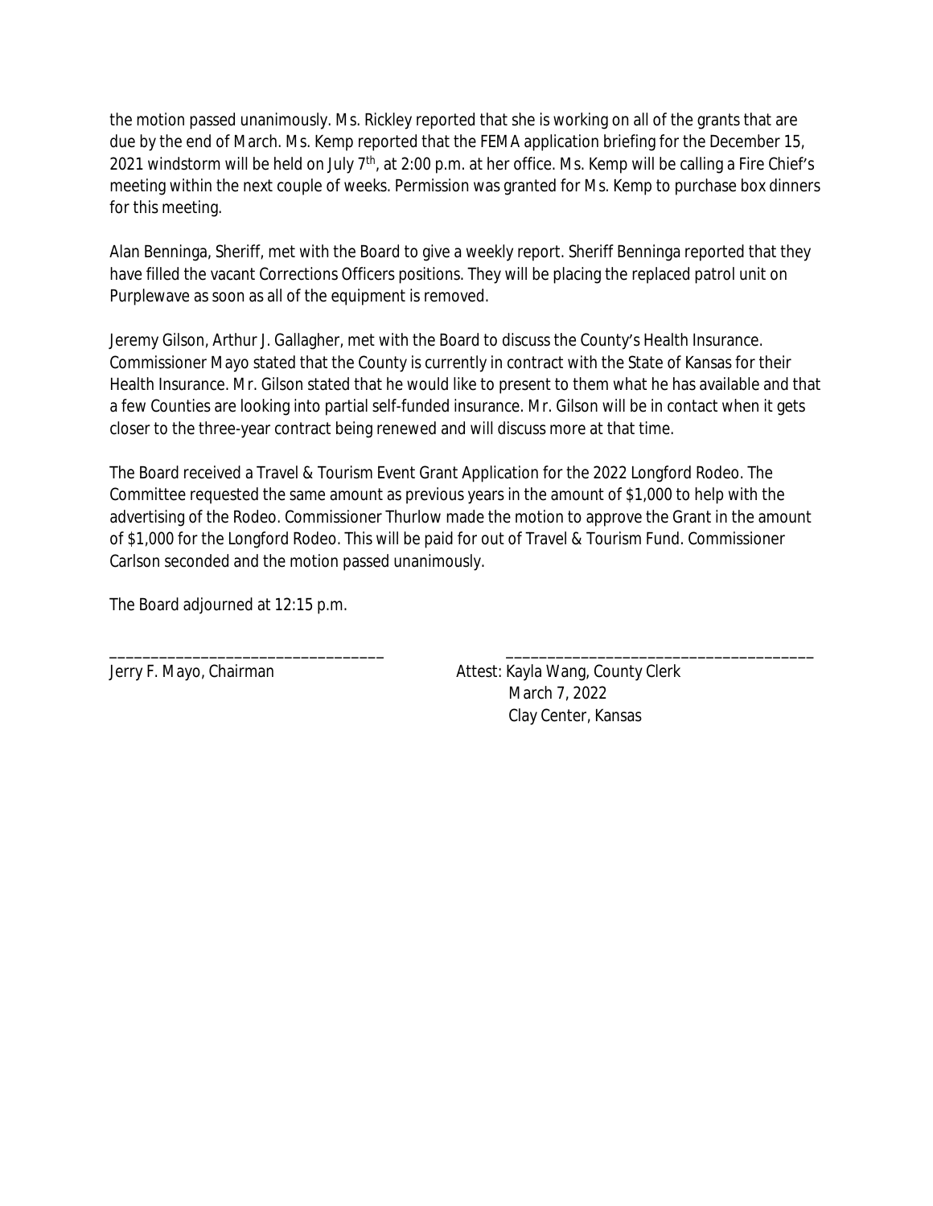the motion passed unanimously. Ms. Rickley reported that she is working on all of the grants that are due by the end of March. Ms. Kemp reported that the FEMA application briefing for the December 15, 2021 windstorm will be held on July 7th, at 2:00 p.m. at her office. Ms. Kemp will be calling a Fire Chief's meeting within the next couple of weeks. Permission was granted for Ms. Kemp to purchase box dinners for this meeting.

Alan Benninga, Sheriff, met with the Board to give a weekly report. Sheriff Benninga reported that they have filled the vacant Corrections Officers positions. They will be placing the replaced patrol unit on Purplewave as soon as all of the equipment is removed.

Jeremy Gilson, Arthur J. Gallagher, met with the Board to discuss the County's Health Insurance. Commissioner Mayo stated that the County is currently in contract with the State of Kansas for their Health Insurance. Mr. Gilson stated that he would like to present to them what he has available and that a few Counties are looking into partial self-funded insurance. Mr. Gilson will be in contact when it gets closer to the three-year contract being renewed and will discuss more at that time.

The Board received a Travel & Tourism Event Grant Application for the 2022 Longford Rodeo. The Committee requested the same amount as previous years in the amount of $1,000 to help with the advertising of the Rodeo. Commissioner Thurlow made the motion to approve the Grant in the amount of $1,000 for the Longford Rodeo. This will be paid for out of Travel & Tourism Fund. Commissioner Carlson seconded and the motion passed unanimously.

The Board adjourned at 12:15 p.m.

\_\_\_\_\_\_\_\_\_\_\_\_\_\_\_\_\_\_\_\_\_\_\_\_\_\_\_\_\_\_\_\_ \_\_\_\_\_\_\_\_\_\_\_\_\_\_\_\_\_\_\_\_\_\_\_\_\_\_\_\_\_\_\_\_\_\_\_\_

Jerry F. Mayo, Chairman

Attest: Kayla Wang, County Clerk
March 7, 2022
Clay Center, Kansas